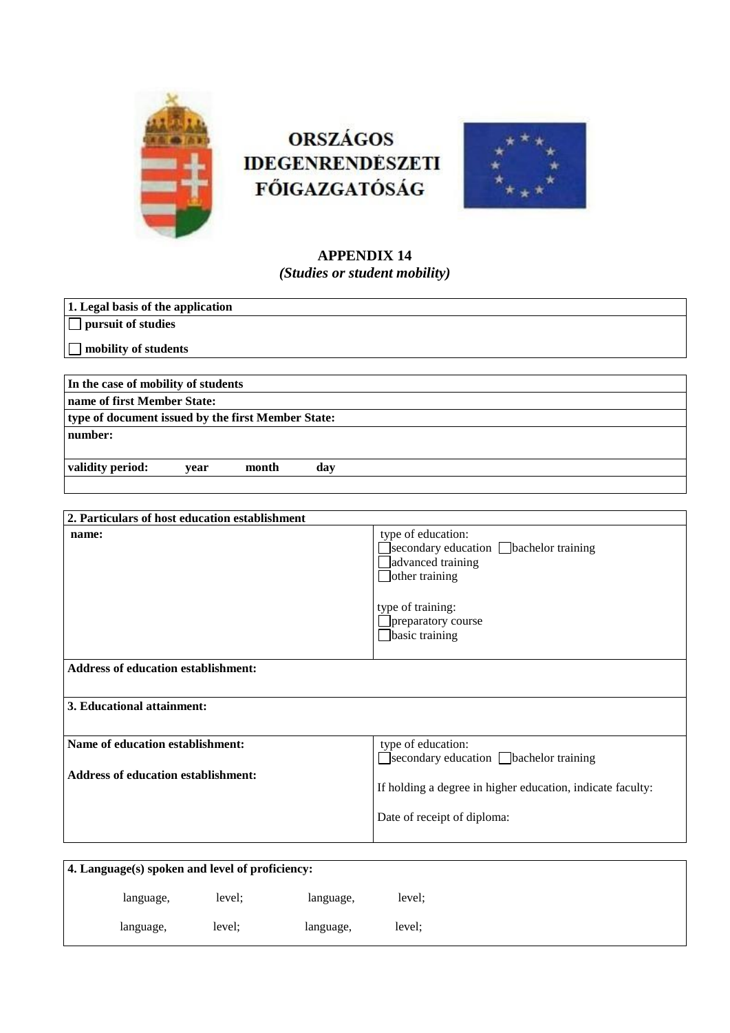ORSZÁGOS IDEGENRENDÉSZETI FŐIGAZGATÓSÁG

# APPENDIX 14
*(Studies or student mobility)*

| **1. Legal basis of the application** |
|---|
| ☐ **pursuit of studies** |
| ☐ **mobility of students** |

| **In the case of mobility of students** | | | |
|---|---|---|---|
| **name of first Member State:** | | | |
| **type of document issued by the first Member State:** | | | |
| **number:** | | | |
| **validity period:** | **year** | **month** | **day** |
| | | | |

| **2. Particulars of host education establishment** | |
|---|---|
| **name:** | type of education:<br>☐ secondary education ☐ bachelor training<br>☐ advanced training<br>☐ other training<br><br>type of training:<br>☐ preparatory course<br>☐ basic training |
| **Address of education establishment:** | |
| **3. Educational attainment:** | |
| **Name of education establishment:**<br><br>**Address of education establishment:** | type of education:<br>☐ secondary education ☐ bachelor training<br><br>If holding a degree in higher education, indicate faculty:<br><br>Date of receipt of diploma: |

| **4. Language(s) spoken and level of proficiency:** | | | |
|---|---|---|---|
| language, | level; | language, | level; |
| language, | level; | language, | level; |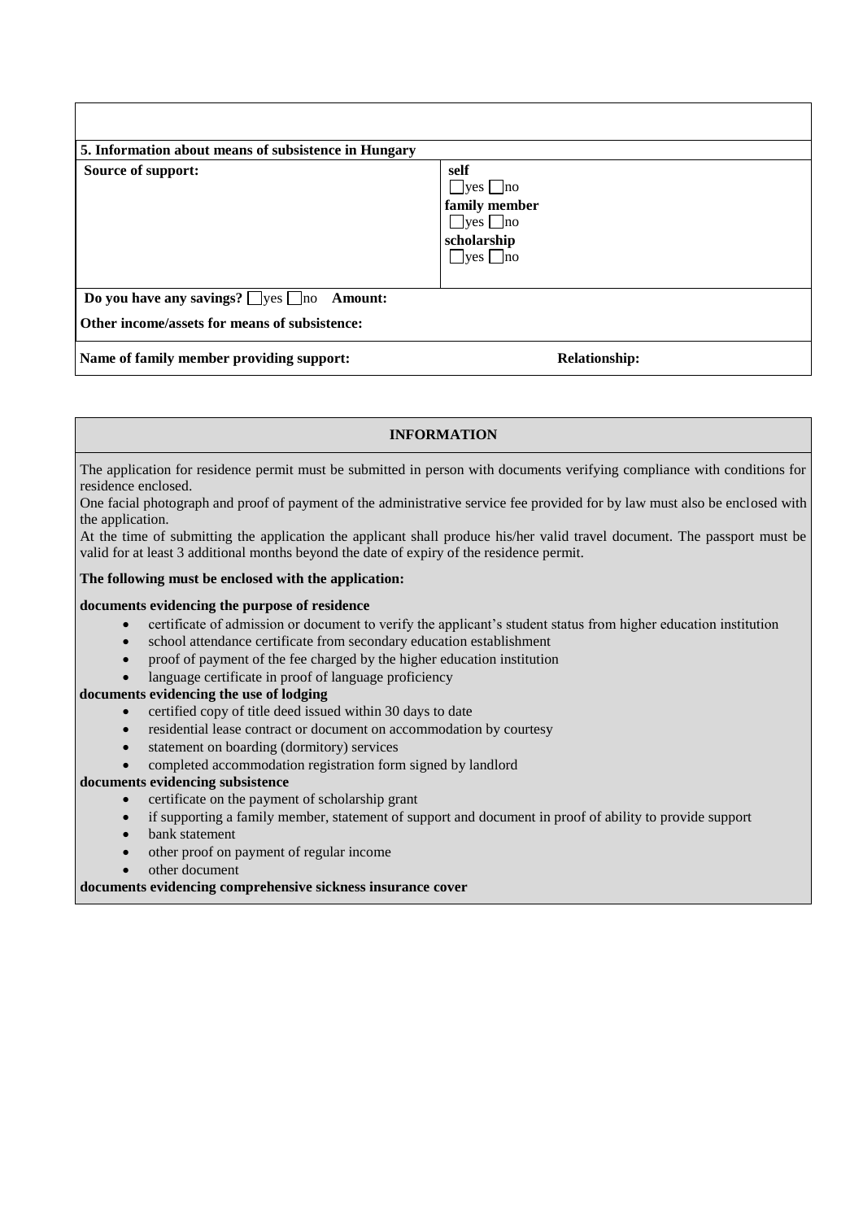**5. Information about means of subsistence in Hungary**

| **Source of support:** | **self**<br>☐yes ☐no<br>**family member**<br>☐yes ☐no<br>**scholarship**<br>☐yes ☐no |
|---|---|

**Do you have any savings?** ☐yes ☐no **Amount:**

**Other income/assets for means of subsistence:**

**Name of family member providing support:** **Relationship:**

**INFORMATION**

The application for residence permit must be submitted in person with documents verifying compliance with conditions for residence enclosed.

One facial photograph and proof of payment of the administrative service fee provided for by law must also be enclosed with the application.

At the time of submitting the application the applicant shall produce his/her valid travel document. The passport must be valid for at least 3 additional months beyond the date of expiry of the residence permit.

**The following must be enclosed with the application:**

**documents evidencing the purpose of residence**

- certificate of admission or document to verify the applicant's student status from higher education institution
- school attendance certificate from secondary education establishment
- proof of payment of the fee charged by the higher education institution
- language certificate in proof of language proficiency

**documents evidencing the use of lodging**

- certified copy of title deed issued within 30 days to date
- residential lease contract or document on accommodation by courtesy
- statement on boarding (dormitory) services
- completed accommodation registration form signed by landlord

**documents evidencing subsistence**

- certificate on the payment of scholarship grant
- if supporting a family member, statement of support and document in proof of ability to provide support
- bank statement
- other proof on payment of regular income
- other document

**documents evidencing comprehensive sickness insurance cover**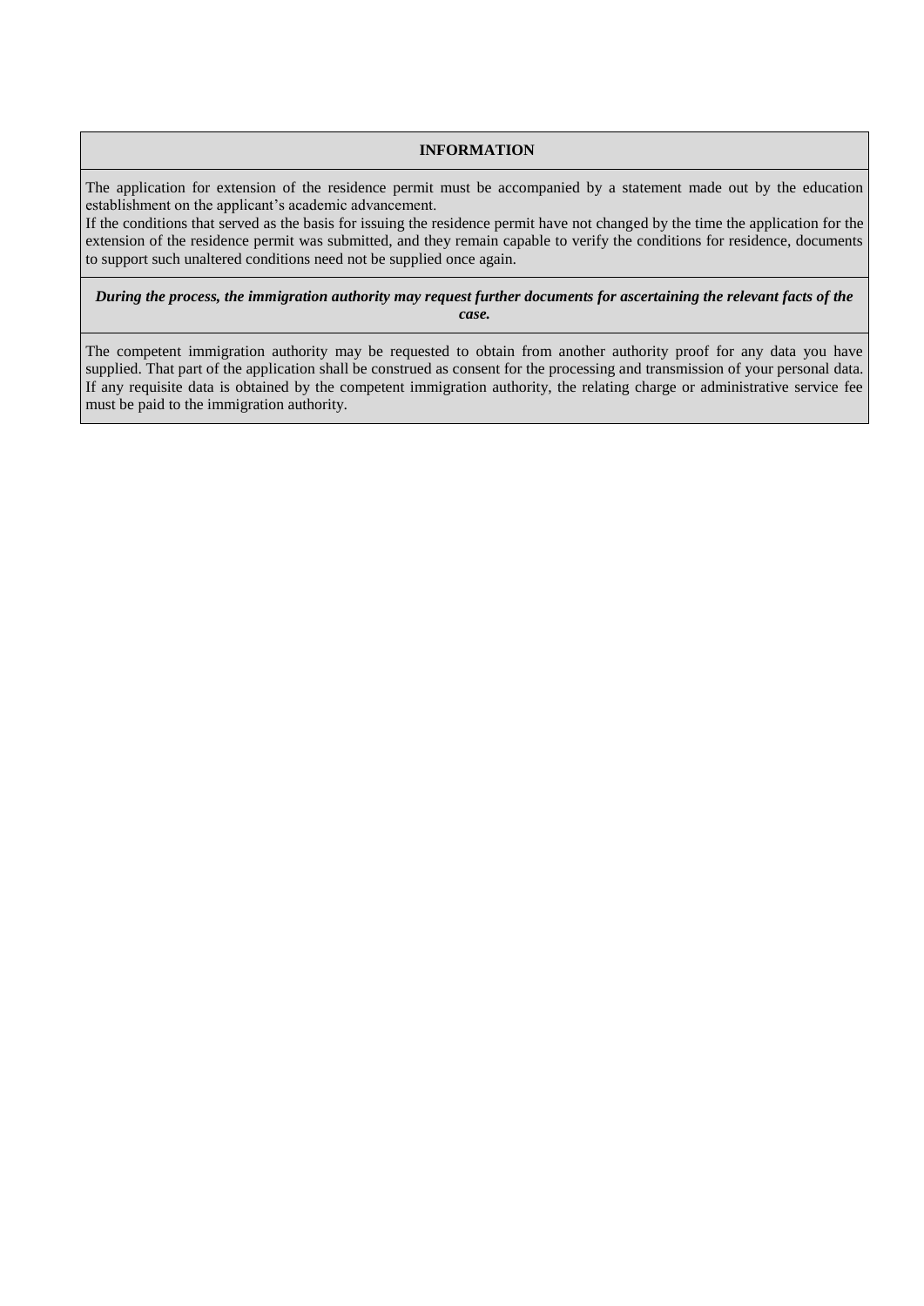## INFORMATION

The application for extension of the residence permit must be accompanied by a statement made out by the education establishment on the applicant's academic advancement.
If the conditions that served as the basis for issuing the residence permit have not changed by the time the application for the extension of the residence permit was submitted, and they remain capable to verify the conditions for residence, documents to support such unaltered conditions need not be supplied once again.

***During the process, the immigration authority may request further documents for ascertaining the relevant facts of the case.***

The competent immigration authority may be requested to obtain from another authority proof for any data you have supplied. That part of the application shall be construed as consent for the processing and transmission of your personal data. If any requisite data is obtained by the competent immigration authority, the relating charge or administrative service fee must be paid to the immigration authority.